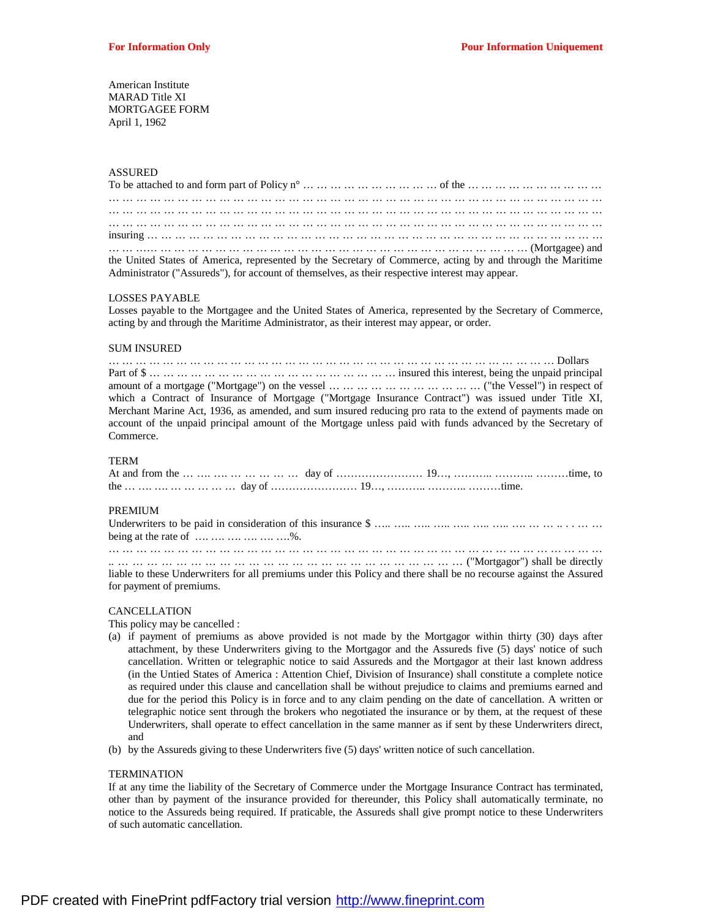**For Information Only** **Pour Information Uniquement**

American Institute
MARAD Title XI
MORTGAGEE FORM
April 1, 1962

ASSURED

To be attached to and form part of Policy n° … … … … … … … … … … of the … … … … … … … … … …
… … … … … … … … … … … … … … … … … … … … … … … … … … … … … … … … … … … … … … … … …
… … … … … … … … … … … … … … … … … … … … … … … … … … … … … … … … … … … … … … … … …
… … … … … … … … … … … … … … … … … … … … … … … … … … … … … … … … … … … … … … … … …
insuring … … … … … … … … … … … … … … … … … … … … … … … … … … … … … … … … … … … … … …
… … …… … … … … … … … … … … … … … … … … … … … … … … … … … … … … … … … (Mortgagee) and the United States of America, represented by the Secretary of Commerce, acting by and through the Maritime Administrator ("Assureds"), for account of themselves, as their respective interest may appear.

LOSSES PAYABLE

Losses payable to the Mortgagee and the United States of America, represented by the Secretary of Commerce, acting by and through the Maritime Administrator, as their interest may appear, or order.

SUM INSURED

… … … … … … … … … … … … … … … … … … … … … … … … … … … … … … … … … … … … … … Dollars
Part of $ … … … … … … … … … … … … … … … … … … … insured this interest, being the unpaid principal amount of a mortgage ("Mortgage") on the vessel … … … … … … … … … … … ("the Vessel") in respect of which a Contract of Insurance of Mortgage ("Mortgage Insurance Contract") was issued under Title XI, Merchant Marine Act, 1936, as amended, and sum insured reducing pro rata to the extend of payments made on account of the unpaid principal amount of the Mortgage unless paid with funds advanced by the Secretary of Commerce.

TERM

At and from the … …. …. … … … … … day of …………………… 19…, ……….. ……….. ………time, to the … …. …. … … … … … day of …………………… 19…, ……….. ……….. ………time.

PREMIUM

Underwriters to be paid in consideration of this insurance $ ….. ….. ….. ….. ….. ….. ….. …. … … .. . … … being at the rate of …. …. …. …. …. ….%.
… … … … … … … … … … … … … … … … … … … … … … … … … … … … … … … … … … … … … … … … …
.. … … … … … … … … … … … … … … … … … … … … … … … … … … … … … ("Mortgagor") shall be directly liable to these Underwriters for all premiums under this Policy and there shall be no recourse against the Assured for payment of premiums.

CANCELLATION

This policy may be cancelled :

(a) if payment of premiums as above provided is not made by the Mortgagor within thirty (30) days after attachment, by these Underwriters giving to the Mortgagor and the Assureds five (5) days' notice of such cancellation. Written or telegraphic notice to said Assureds and the Mortgagor at their last known address (in the Untied States of America : Attention Chief, Division of Insurance) shall constitute a complete notice as required under this clause and cancellation shall be without prejudice to claims and premiums earned and due for the period this Policy is in force and to any claim pending on the date of cancellation. A written or telegraphic notice sent through the brokers who negotiated the insurance or by them, at the request of these Underwriters, shall operate to effect cancellation in the same manner as if sent by these Underwriters direct, and
(b) by the Assureds giving to these Underwriters five (5) days' written notice of such cancellation.

TERMINATION

If at any time the liability of the Secretary of Commerce under the Mortgage Insurance Contract has terminated, other than by payment of the insurance provided for thereunder, this Policy shall automatically terminate, no notice to the Assureds being required. If praticable, the Assureds shall give prompt notice to these Underwriters of such automatic cancellation.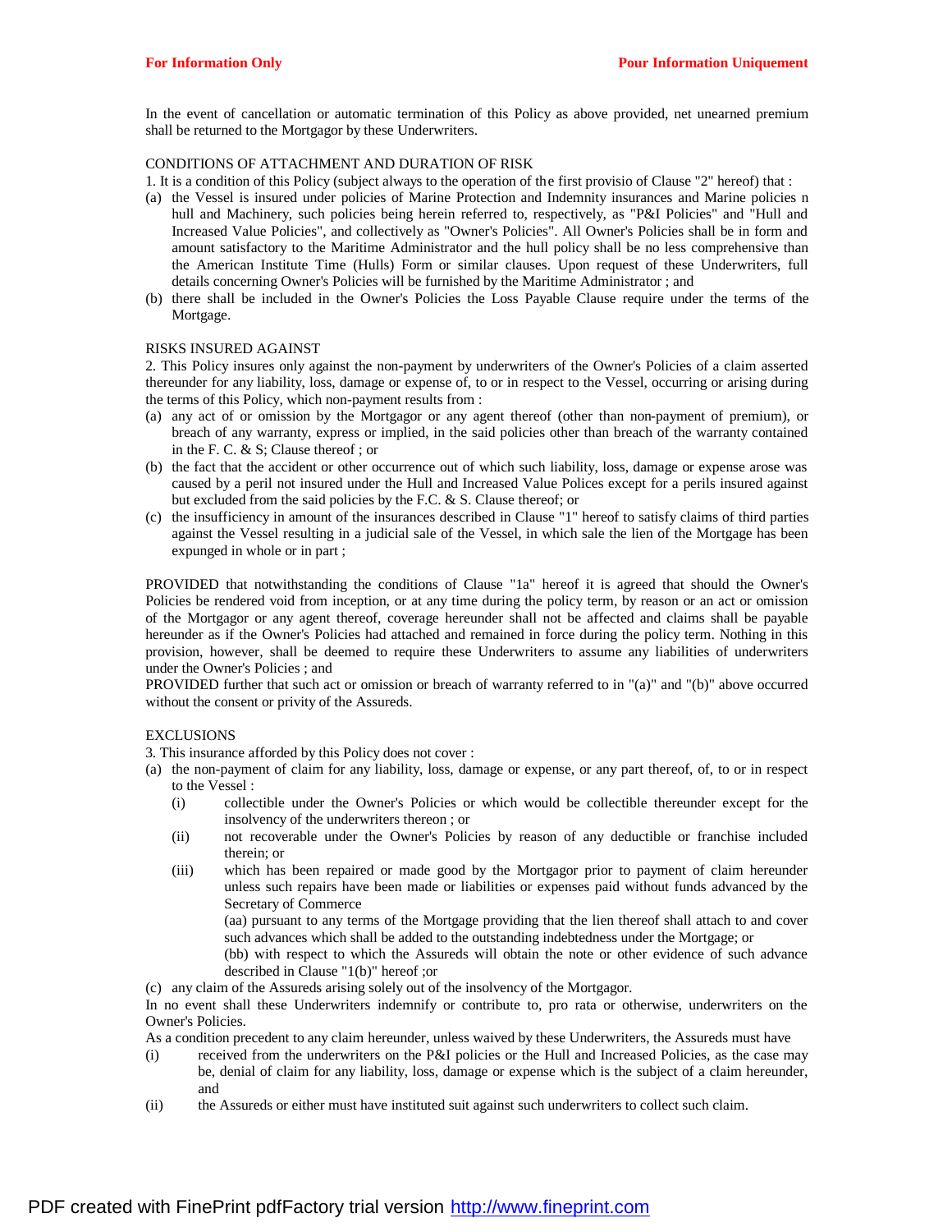In the event of cancellation or automatic termination of this Policy as above provided, net unearned premium shall be returned to the Mortgagor by these Underwriters.

CONDITIONS OF ATTACHMENT AND DURATION OF RISK

1. It is a condition of this Policy (subject always to the operation of the first provisio of Clause "2" hereof) that :

(a) the Vessel is insured under policies of Marine Protection and Indemnity insurances and Marine policies n hull and Machinery, such policies being herein referred to, respectively, as "P&I Policies" and "Hull and Increased Value Policies", and collectively as "Owner's Policies". All Owner's Policies shall be in form and amount satisfactory to the Maritime Administrator and the hull policy shall be no less comprehensive than the American Institute Time (Hulls) Form or similar clauses. Upon request of these Underwriters, full details concerning Owner's Policies will be furnished by the Maritime Administrator ; and

(b) there shall be included in the Owner's Policies the Loss Payable Clause require under the terms of the Mortgage.

RISKS INSURED AGAINST

2. This Policy insures only against the non-payment by underwriters of the Owner's Policies of a claim asserted thereunder for any liability, loss, damage or expense of, to or in respect to the Vessel, occurring or arising during the terms of this Policy, which non-payment results from :

(a) any act of or omission by the Mortgagor or any agent thereof (other than non-payment of premium), or breach of any warranty, express or implied, in the said policies other than breach of the warranty contained in the F. C. & S; Clause thereof ; or

(b) the fact that the accident or other occurrence out of which such liability, loss, damage or expense arose was caused by a peril not insured under the Hull and Increased Value Polices except for a perils insured against but excluded from the said policies by the F.C. & S. Clause thereof; or

(c) the insufficiency in amount of the insurances described in Clause "1" hereof to satisfy claims of third parties against the Vessel resulting in a judicial sale of the Vessel, in which sale the lien of the Mortgage has been expunged in whole or in part ;

PROVIDED that notwithstanding the conditions of Clause "1a" hereof it is agreed that should the Owner's Policies be rendered void from inception, or at any time during the policy term, by reason or an act or omission of the Mortgagor or any agent thereof, coverage hereunder shall not be affected and claims shall be payable hereunder as if the Owner's Policies had attached and remained in force during the policy term. Nothing in this provision, however, shall be deemed to require these Underwriters to assume any liabilities of underwriters under the Owner's Policies ; and

PROVIDED further that such act or omission or breach of warranty referred to in "(a)" and "(b)" above occurred without the consent or privity of the Assureds.

EXCLUSIONS

3. This insurance afforded by this Policy does not cover :

(a) the non-payment of claim for any liability, loss, damage or expense, or any part thereof, of, to or in respect to the Vessel :

  (i) collectible under the Owner's Policies or which would be collectible thereunder except for the insolvency of the underwriters thereon ; or

  (ii) not recoverable under the Owner's Policies by reason of any deductible or franchise included therein; or

  (iii) which has been repaired or made good by the Mortgagor prior to payment of claim hereunder unless such repairs have been made or liabilities or expenses paid without funds advanced by the Secretary of Commerce

  (aa) pursuant to any terms of the Mortgage providing that the lien thereof shall attach to and cover such advances which shall be added to the outstanding indebtedness under the Mortgage; or

  (bb) with respect to which the Assureds will obtain the note or other evidence of such advance described in Clause "1(b)" hereof ;or

(c) any claim of the Assureds arising solely out of the insolvency of the Mortgagor.

In no event shall these Underwriters indemnify or contribute to, pro rata or otherwise, underwriters on the Owner's Policies.

As a condition precedent to any claim hereunder, unless waived by these Underwriters, the Assureds must have

(i) received from the underwriters on the P&I policies or the Hull and Increased Policies, as the case may be, denial of claim for any liability, loss, damage or expense which is the subject of a claim hereunder, and

(ii) the Assureds or either must have instituted suit against such underwriters to collect such claim.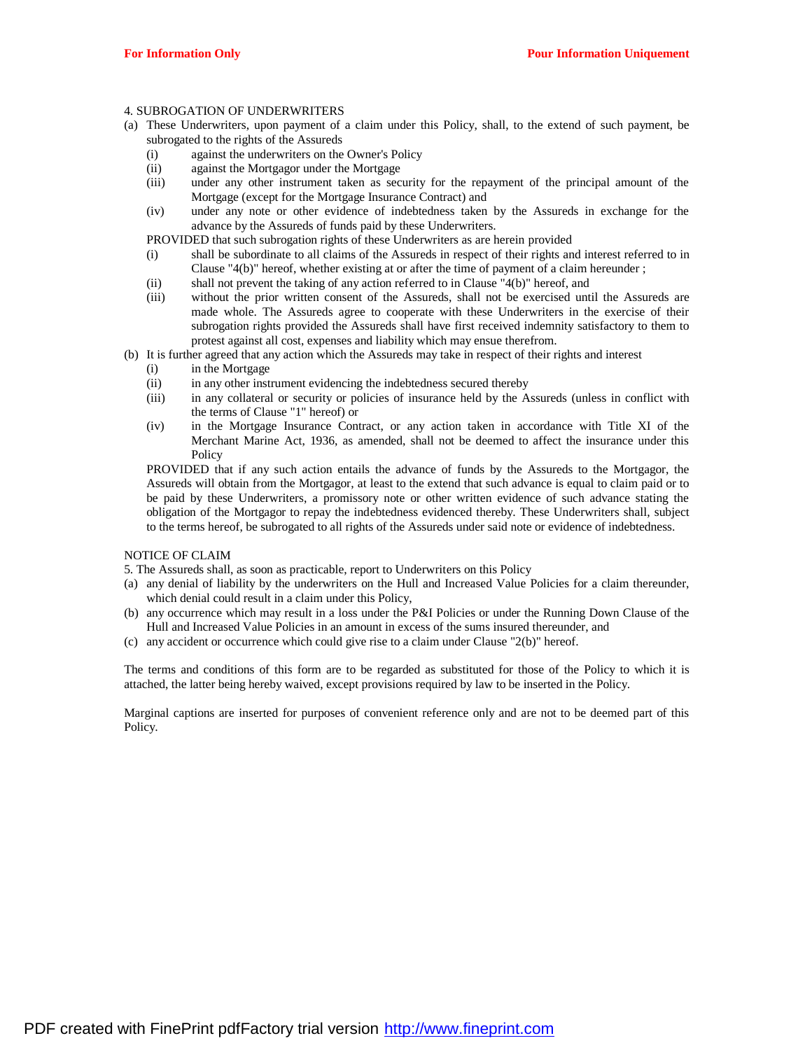4. SUBROGATION OF UNDERWRITERS

(a) These Underwriters, upon payment of a claim under this Policy, shall, to the extend of such payment, be subrogated to the rights of the Assureds
    - (i) against the underwriters on the Owner's Policy
    - (ii) against the Mortgagor under the Mortgage
    - (iii) under any other instrument taken as security for the repayment of the principal amount of the Mortgage (except for the Mortgage Insurance Contract) and
    - (iv) under any note or other evidence of indebtedness taken by the Assureds in exchange for the advance by the Assureds of funds paid by these Underwriters.

    PROVIDED that such subrogation rights of these Underwriters as are herein provided
    - (i) shall be subordinate to all claims of the Assureds in respect of their rights and interest referred to in Clause "4(b)" hereof, whether existing at or after the time of payment of a claim hereunder ;
    - (ii) shall not prevent the taking of any action referred to in Clause "4(b)" hereof, and
    - (iii) without the prior written consent of the Assureds, shall not be exercised until the Assureds are made whole. The Assureds agree to cooperate with these Underwriters in the exercise of their subrogation rights provided the Assureds shall have first received indemnity satisfactory to them to protest against all cost, expenses and liability which may ensue therefrom.

(b) It is further agreed that any action which the Assureds may take in respect of their rights and interest
    - (i) in the Mortgage
    - (ii) in any other instrument evidencing the indebtedness secured thereby
    - (iii) in any collateral or security or policies of insurance held by the Assureds (unless in conflict with the terms of Clause "1" hereof) or
    - (iv) in the Mortgage Insurance Contract, or any action taken in accordance with Title XI of the Merchant Marine Act, 1936, as amended, shall not be deemed to affect the insurance under this Policy

    PROVIDED that if any such action entails the advance of funds by the Assureds to the Mortgagor, the Assureds will obtain from the Mortgagor, at least to the extend that such advance is equal to claim paid or to be paid by these Underwriters, a promissory note or other written evidence of such advance stating the obligation of the Mortgagor to repay the indebtedness evidenced thereby. These Underwriters shall, subject to the terms hereof, be subrogated to all rights of the Assureds under said note or evidence of indebtedness.

NOTICE OF CLAIM

5. The Assureds shall, as soon as practicable, report to Underwriters on this Policy

(a) any denial of liability by the underwriters on the Hull and Increased Value Policies for a claim thereunder, which denial could result in a claim under this Policy,

(b) any occurrence which may result in a loss under the P&I Policies or under the Running Down Clause of the Hull and Increased Value Policies in an amount in excess of the sums insured thereunder, and

(c) any accident or occurrence which could give rise to a claim under Clause "2(b)" hereof.

The terms and conditions of this form are to be regarded as substituted for those of the Policy to which it is attached, the latter being hereby waived, except provisions required by law to be inserted in the Policy.

Marginal captions are inserted for purposes of convenient reference only and are not to be deemed part of this Policy.